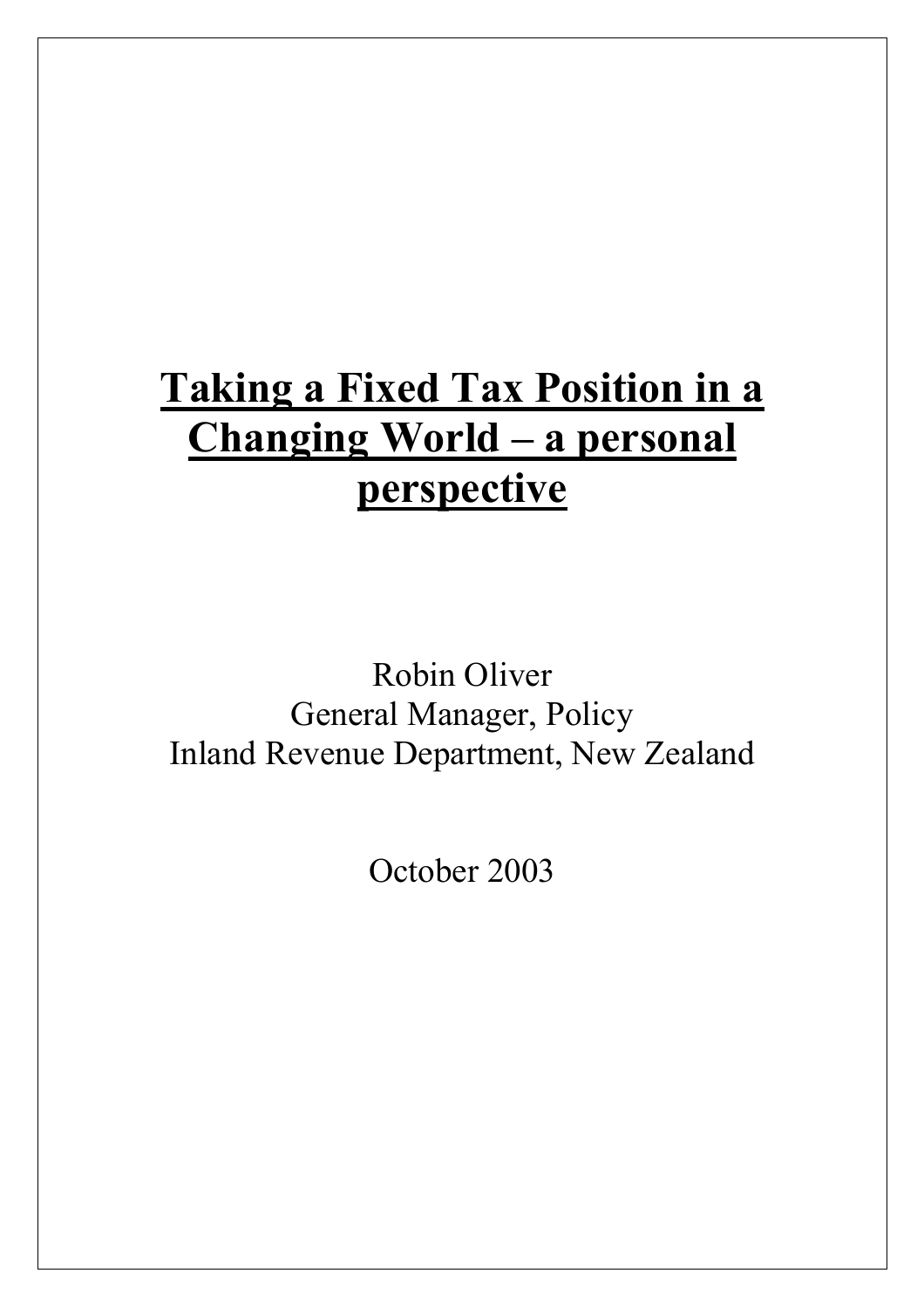# **Taking a Fixed Tax Position in a Changing World – a personal perspective**

Robin Oliver
General Manager, Policy
Inland Revenue Department, New Zealand

October 2003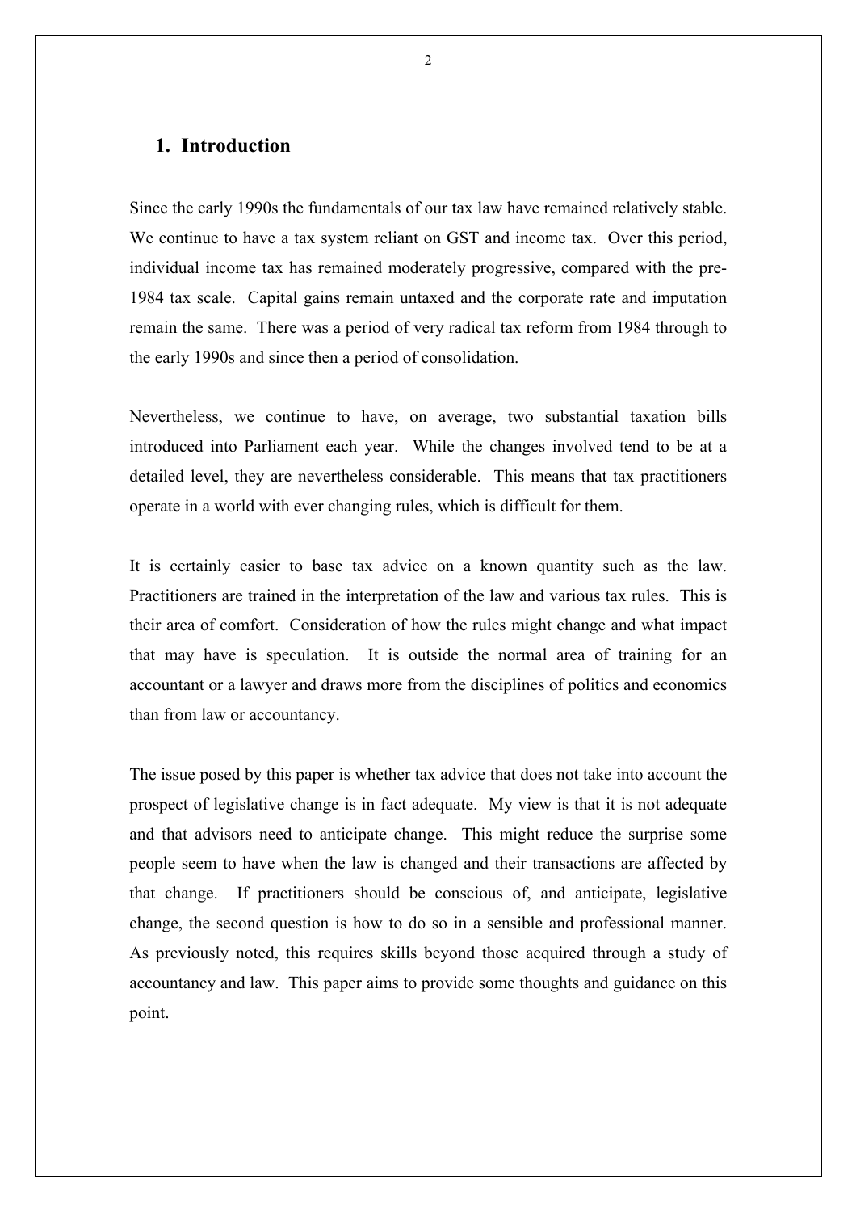## 1. Introduction

Since the early 1990s the fundamentals of our tax law have remained relatively stable. We continue to have a tax system reliant on GST and income tax. Over this period, individual income tax has remained moderately progressive, compared with the pre-1984 tax scale. Capital gains remain untaxed and the corporate rate and imputation remain the same. There was a period of very radical tax reform from 1984 through to the early 1990s and since then a period of consolidation.

Nevertheless, we continue to have, on average, two substantial taxation bills introduced into Parliament each year. While the changes involved tend to be at a detailed level, they are nevertheless considerable. This means that tax practitioners operate in a world with ever changing rules, which is difficult for them.

It is certainly easier to base tax advice on a known quantity such as the law. Practitioners are trained in the interpretation of the law and various tax rules. This is their area of comfort. Consideration of how the rules might change and what impact that may have is speculation. It is outside the normal area of training for an accountant or a lawyer and draws more from the disciplines of politics and economics than from law or accountancy.

The issue posed by this paper is whether tax advice that does not take into account the prospect of legislative change is in fact adequate. My view is that it is not adequate and that advisors need to anticipate change. This might reduce the surprise some people seem to have when the law is changed and their transactions are affected by that change. If practitioners should be conscious of, and anticipate, legislative change, the second question is how to do so in a sensible and professional manner. As previously noted, this requires skills beyond those acquired through a study of accountancy and law. This paper aims to provide some thoughts and guidance on this point.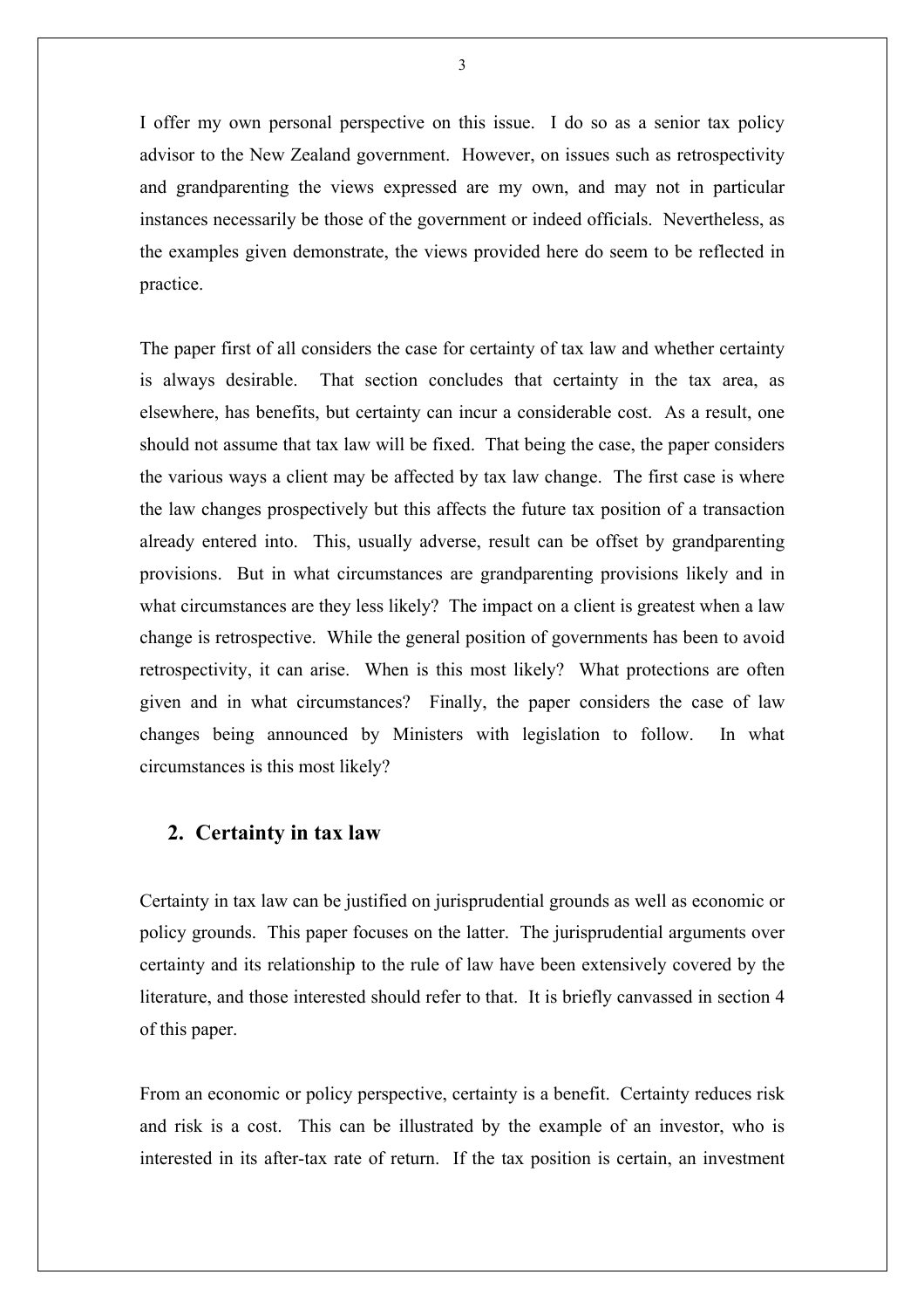I offer my own personal perspective on this issue. I do so as a senior tax policy advisor to the New Zealand government. However, on issues such as retrospectivity and grandparenting the views expressed are my own, and may not in particular instances necessarily be those of the government or indeed officials. Nevertheless, as the examples given demonstrate, the views provided here do seem to be reflected in practice.

The paper first of all considers the case for certainty of tax law and whether certainty is always desirable. That section concludes that certainty in the tax area, as elsewhere, has benefits, but certainty can incur a considerable cost. As a result, one should not assume that tax law will be fixed. That being the case, the paper considers the various ways a client may be affected by tax law change. The first case is where the law changes prospectively but this affects the future tax position of a transaction already entered into. This, usually adverse, result can be offset by grandparenting provisions. But in what circumstances are grandparenting provisions likely and in what circumstances are they less likely? The impact on a client is greatest when a law change is retrospective. While the general position of governments has been to avoid retrospectivity, it can arise. When is this most likely? What protections are often given and in what circumstances? Finally, the paper considers the case of law changes being announced by Ministers with legislation to follow. In what circumstances is this most likely?

## 2. Certainty in tax law

Certainty in tax law can be justified on jurisprudential grounds as well as economic or policy grounds. This paper focuses on the latter. The jurisprudential arguments over certainty and its relationship to the rule of law have been extensively covered by the literature, and those interested should refer to that. It is briefly canvassed in section 4 of this paper.

From an economic or policy perspective, certainty is a benefit. Certainty reduces risk and risk is a cost. This can be illustrated by the example of an investor, who is interested in its after-tax rate of return. If the tax position is certain, an investment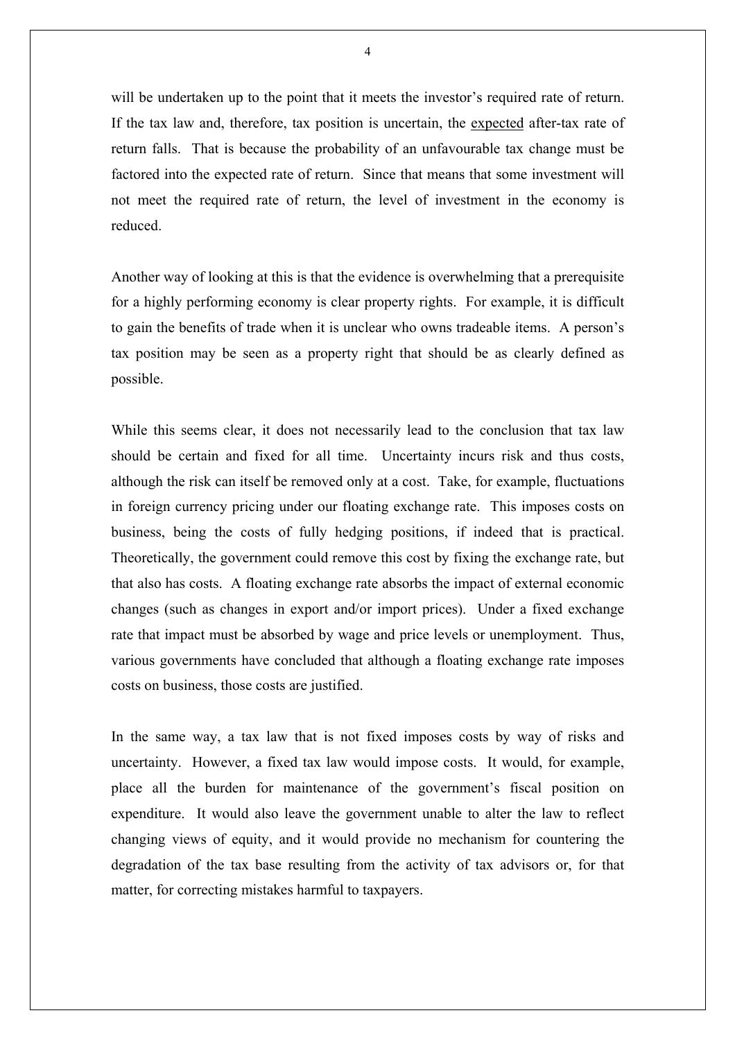will be undertaken up to the point that it meets the investor's required rate of return. If the tax law and, therefore, tax position is uncertain, the <u>expected</u> after-tax rate of return falls. That is because the probability of an unfavourable tax change must be factored into the expected rate of return. Since that means that some investment will not meet the required rate of return, the level of investment in the economy is reduced.

Another way of looking at this is that the evidence is overwhelming that a prerequisite for a highly performing economy is clear property rights. For example, it is difficult to gain the benefits of trade when it is unclear who owns tradeable items. A person's tax position may be seen as a property right that should be as clearly defined as possible.

While this seems clear, it does not necessarily lead to the conclusion that tax law should be certain and fixed for all time. Uncertainty incurs risk and thus costs, although the risk can itself be removed only at a cost. Take, for example, fluctuations in foreign currency pricing under our floating exchange rate. This imposes costs on business, being the costs of fully hedging positions, if indeed that is practical. Theoretically, the government could remove this cost by fixing the exchange rate, but that also has costs. A floating exchange rate absorbs the impact of external economic changes (such as changes in export and/or import prices). Under a fixed exchange rate that impact must be absorbed by wage and price levels or unemployment. Thus, various governments have concluded that although a floating exchange rate imposes costs on business, those costs are justified.

In the same way, a tax law that is not fixed imposes costs by way of risks and uncertainty. However, a fixed tax law would impose costs. It would, for example, place all the burden for maintenance of the government's fiscal position on expenditure. It would also leave the government unable to alter the law to reflect changing views of equity, and it would provide no mechanism for countering the degradation of the tax base resulting from the activity of tax advisors or, for that matter, for correcting mistakes harmful to taxpayers.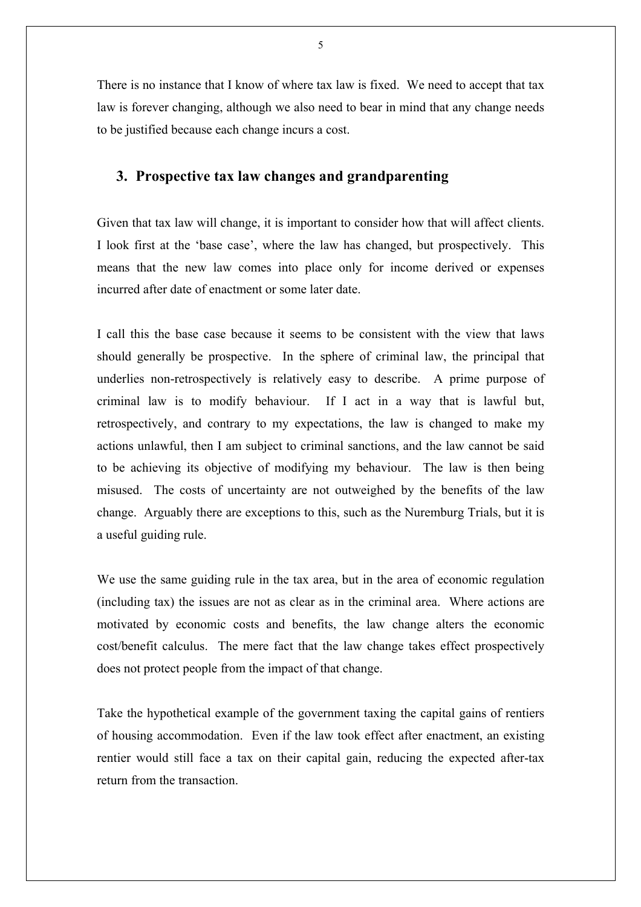There is no instance that I know of where tax law is fixed. We need to accept that tax law is forever changing, although we also need to bear in mind that any change needs to be justified because each change incurs a cost.

## 3. Prospective tax law changes and grandparenting

Given that tax law will change, it is important to consider how that will affect clients. I look first at the 'base case', where the law has changed, but prospectively. This means that the new law comes into place only for income derived or expenses incurred after date of enactment or some later date.

I call this the base case because it seems to be consistent with the view that laws should generally be prospective. In the sphere of criminal law, the principal that underlies non-retrospectively is relatively easy to describe. A prime purpose of criminal law is to modify behaviour. If I act in a way that is lawful but, retrospectively, and contrary to my expectations, the law is changed to make my actions unlawful, then I am subject to criminal sanctions, and the law cannot be said to be achieving its objective of modifying my behaviour. The law is then being misused. The costs of uncertainty are not outweighed by the benefits of the law change. Arguably there are exceptions to this, such as the Nuremburg Trials, but it is a useful guiding rule.

We use the same guiding rule in the tax area, but in the area of economic regulation (including tax) the issues are not as clear as in the criminal area. Where actions are motivated by economic costs and benefits, the law change alters the economic cost/benefit calculus. The mere fact that the law change takes effect prospectively does not protect people from the impact of that change.

Take the hypothetical example of the government taxing the capital gains of rentiers of housing accommodation. Even if the law took effect after enactment, an existing rentier would still face a tax on their capital gain, reducing the expected after-tax return from the transaction.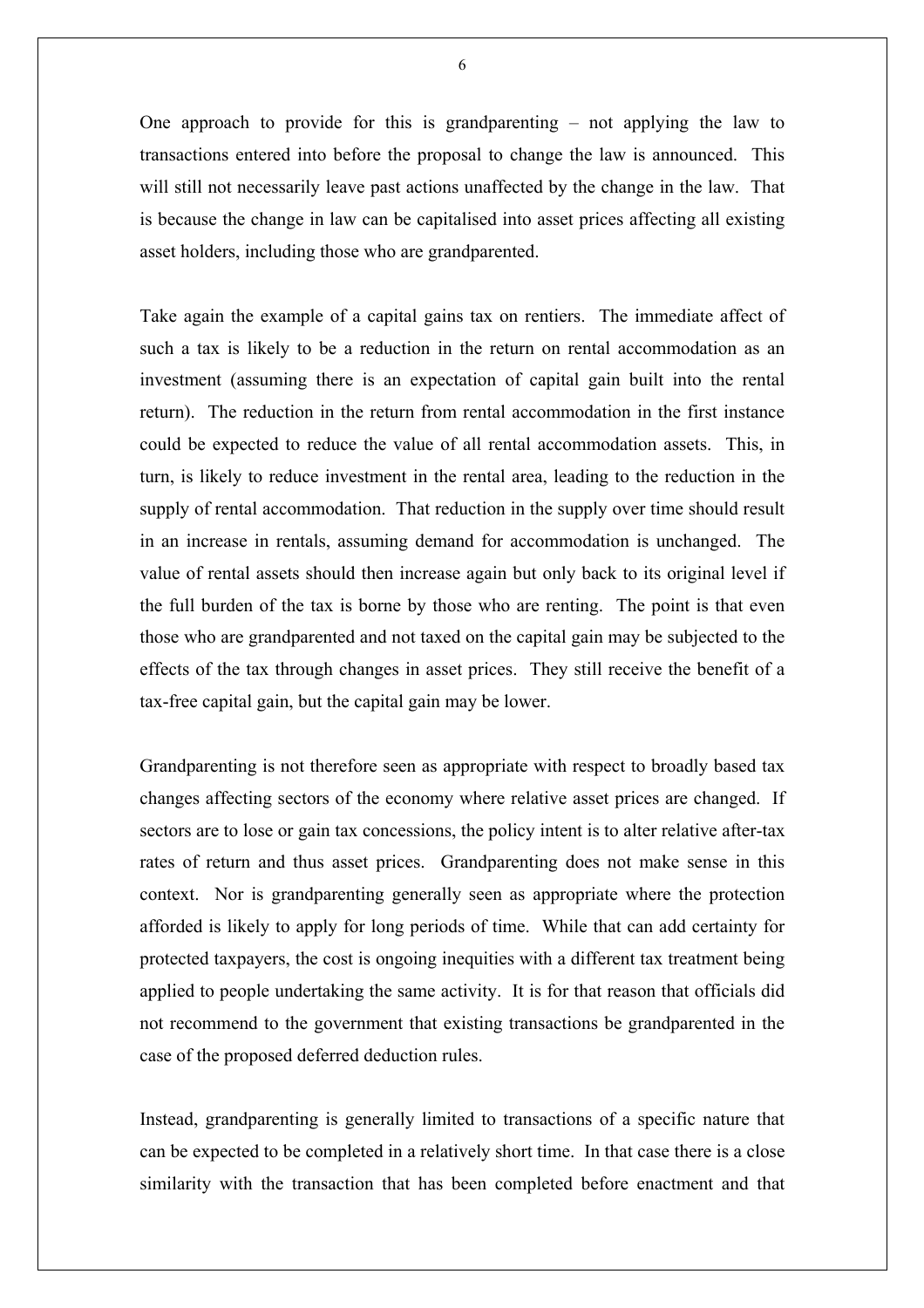One approach to provide for this is grandparenting – not applying the law to transactions entered into before the proposal to change the law is announced. This will still not necessarily leave past actions unaffected by the change in the law. That is because the change in law can be capitalised into asset prices affecting all existing asset holders, including those who are grandparented.

Take again the example of a capital gains tax on rentiers. The immediate affect of such a tax is likely to be a reduction in the return on rental accommodation as an investment (assuming there is an expectation of capital gain built into the rental return). The reduction in the return from rental accommodation in the first instance could be expected to reduce the value of all rental accommodation assets. This, in turn, is likely to reduce investment in the rental area, leading to the reduction in the supply of rental accommodation. That reduction in the supply over time should result in an increase in rentals, assuming demand for accommodation is unchanged. The value of rental assets should then increase again but only back to its original level if the full burden of the tax is borne by those who are renting. The point is that even those who are grandparented and not taxed on the capital gain may be subjected to the effects of the tax through changes in asset prices. They still receive the benefit of a tax-free capital gain, but the capital gain may be lower.

Grandparenting is not therefore seen as appropriate with respect to broadly based tax changes affecting sectors of the economy where relative asset prices are changed. If sectors are to lose or gain tax concessions, the policy intent is to alter relative after-tax rates of return and thus asset prices. Grandparenting does not make sense in this context. Nor is grandparenting generally seen as appropriate where the protection afforded is likely to apply for long periods of time. While that can add certainty for protected taxpayers, the cost is ongoing inequities with a different tax treatment being applied to people undertaking the same activity. It is for that reason that officials did not recommend to the government that existing transactions be grandparented in the case of the proposed deferred deduction rules.

Instead, grandparenting is generally limited to transactions of a specific nature that can be expected to be completed in a relatively short time. In that case there is a close similarity with the transaction that has been completed before enactment and that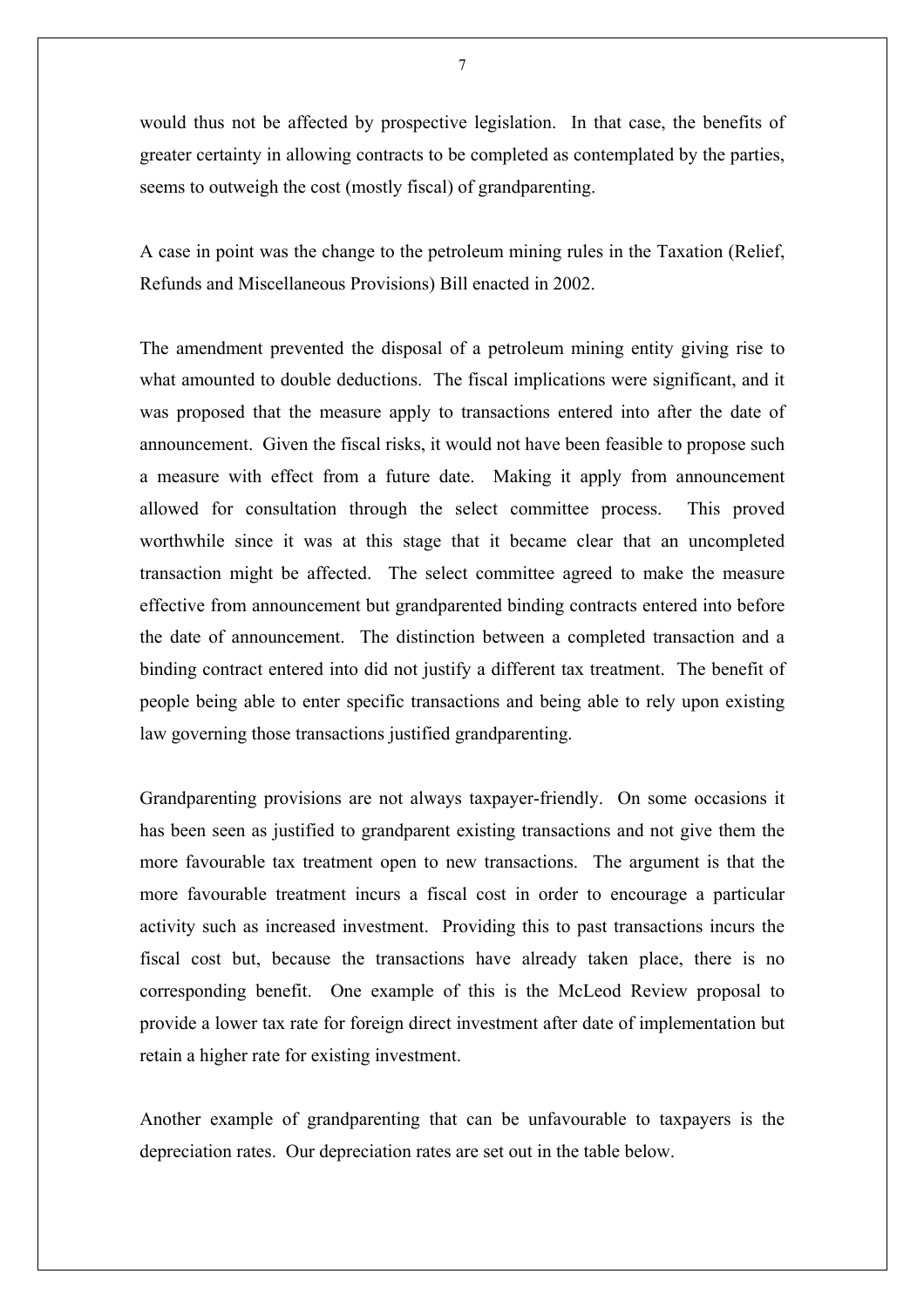would thus not be affected by prospective legislation. In that case, the benefits of greater certainty in allowing contracts to be completed as contemplated by the parties, seems to outweigh the cost (mostly fiscal) of grandparenting.

A case in point was the change to the petroleum mining rules in the Taxation (Relief, Refunds and Miscellaneous Provisions) Bill enacted in 2002.

The amendment prevented the disposal of a petroleum mining entity giving rise to what amounted to double deductions. The fiscal implications were significant, and it was proposed that the measure apply to transactions entered into after the date of announcement. Given the fiscal risks, it would not have been feasible to propose such a measure with effect from a future date. Making it apply from announcement allowed for consultation through the select committee process. This proved worthwhile since it was at this stage that it became clear that an uncompleted transaction might be affected. The select committee agreed to make the measure effective from announcement but grandparented binding contracts entered into before the date of announcement. The distinction between a completed transaction and a binding contract entered into did not justify a different tax treatment. The benefit of people being able to enter specific transactions and being able to rely upon existing law governing those transactions justified grandparenting.

Grandparenting provisions are not always taxpayer-friendly. On some occasions it has been seen as justified to grandparent existing transactions and not give them the more favourable tax treatment open to new transactions. The argument is that the more favourable treatment incurs a fiscal cost in order to encourage a particular activity such as increased investment. Providing this to past transactions incurs the fiscal cost but, because the transactions have already taken place, there is no corresponding benefit. One example of this is the McLeod Review proposal to provide a lower tax rate for foreign direct investment after date of implementation but retain a higher rate for existing investment.

Another example of grandparenting that can be unfavourable to taxpayers is the depreciation rates. Our depreciation rates are set out in the table below.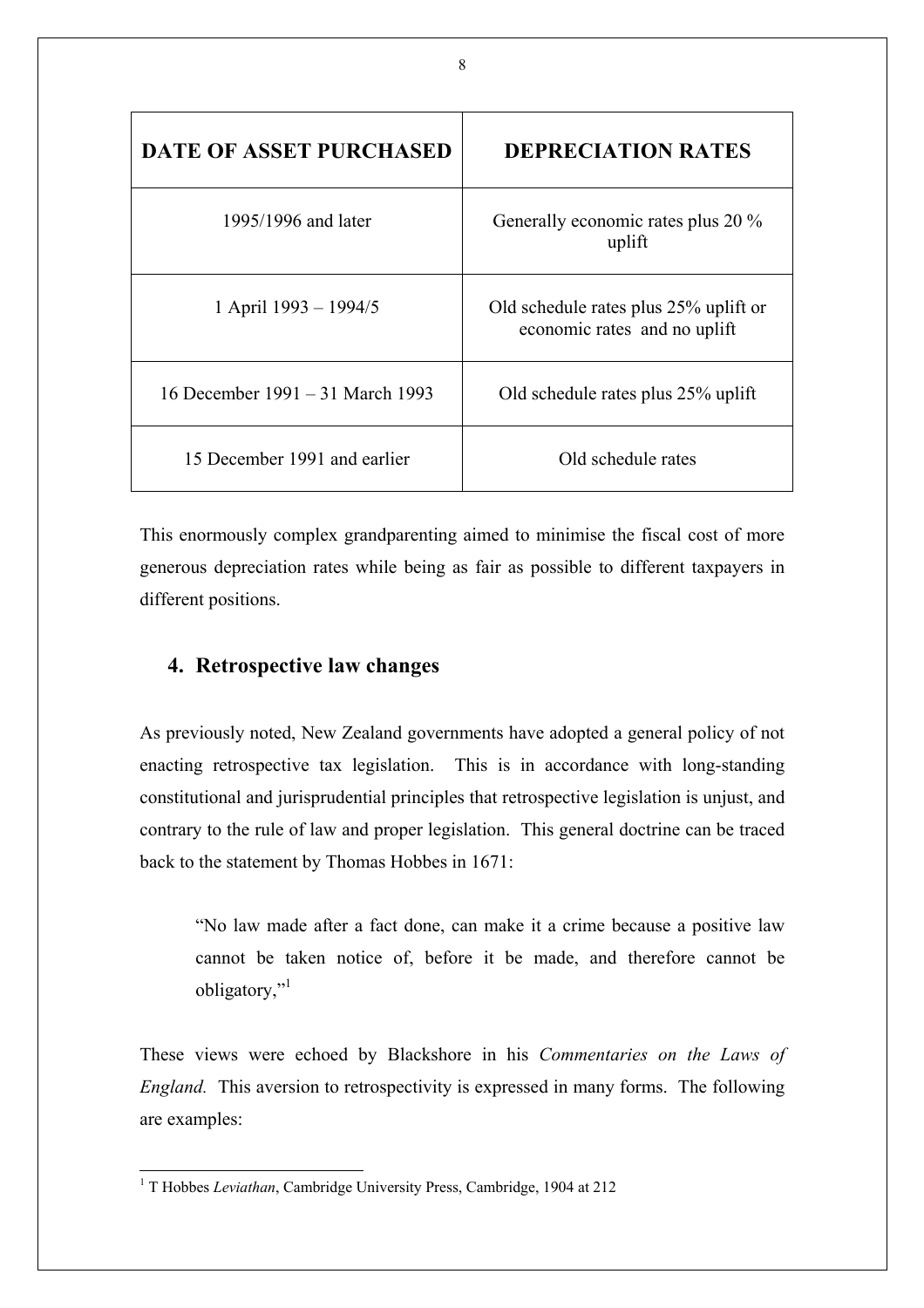| DATE OF ASSET PURCHASED | DEPRECIATION RATES |
| --- | --- |
| 1995/1996 and later | Generally economic rates plus 20 % uplift |
| 1 April 1993 – 1994/5 | Old schedule rates plus 25% uplift or economic rates and no uplift |
| 16 December 1991 – 31 March 1993 | Old schedule rates plus 25% uplift |
| 15 December 1991 and earlier | Old schedule rates |

This enormously complex grandparenting aimed to minimise the fiscal cost of more generous depreciation rates while being as fair as possible to different taxpayers in different positions.

## 4. Retrospective law changes

As previously noted, New Zealand governments have adopted a general policy of not enacting retrospective tax legislation. This is in accordance with long-standing constitutional and jurisprudential principles that retrospective legislation is unjust, and contrary to the rule of law and proper legislation. This general doctrine can be traced back to the statement by Thomas Hobbes in 1671:

> "No law made after a fact done, can make it a crime because a positive law cannot be taken notice of, before it be made, and therefore cannot be obligatory,"[1]

These views were echoed by Blackshore in his *Commentaries on the Laws of England.* This aversion to retrospectivity is expressed in many forms. The following are examples:

[1] T Hobbes *Leviathan*, Cambridge University Press, Cambridge, 1904 at 212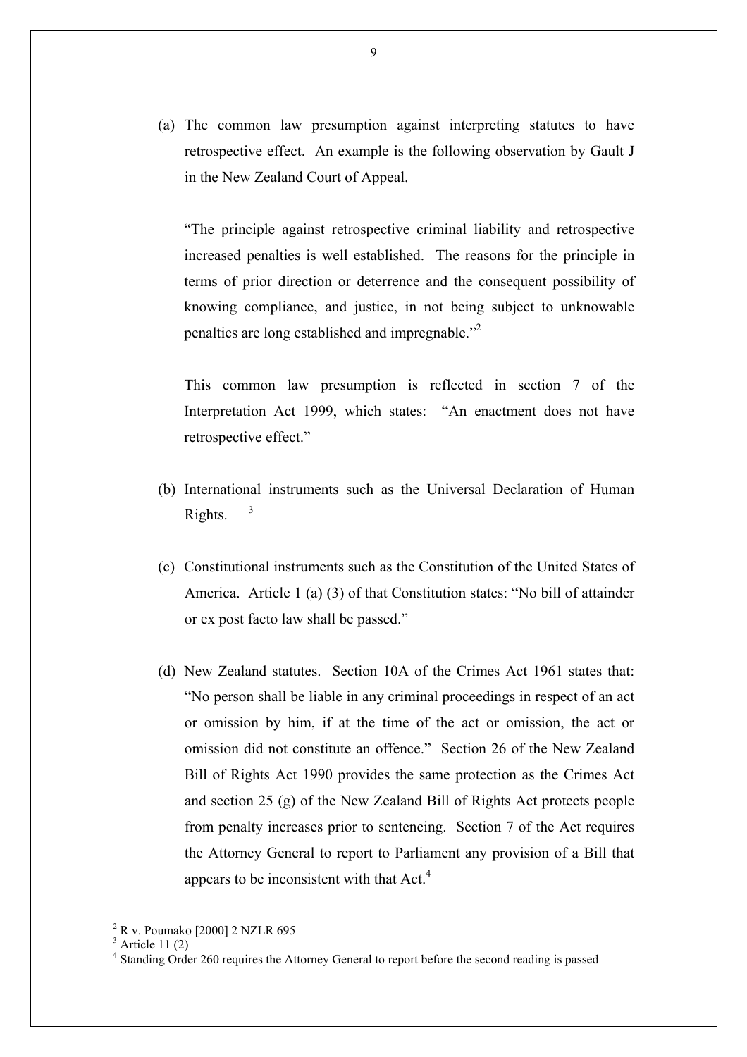(a) The common law presumption against interpreting statutes to have retrospective effect. An example is the following observation by Gault J in the New Zealand Court of Appeal.

"The principle against retrospective criminal liability and retrospective increased penalties is well established. The reasons for the principle in terms of prior direction or deterrence and the consequent possibility of knowing compliance, and justice, in not being subject to unknowable penalties are long established and impregnable."[2]

This common law presumption is reflected in section 7 of the Interpretation Act 1999, which states: "An enactment does not have retrospective effect."

(b) International instruments such as the Universal Declaration of Human Rights. [3]

(c) Constitutional instruments such as the Constitution of the United States of America. Article 1 (a) (3) of that Constitution states: "No bill of attainder or ex post facto law shall be passed."

(d) New Zealand statutes. Section 10A of the Crimes Act 1961 states that: "No person shall be liable in any criminal proceedings in respect of an act or omission by him, if at the time of the act or omission, the act or omission did not constitute an offence." Section 26 of the New Zealand Bill of Rights Act 1990 provides the same protection as the Crimes Act and section 25 (g) of the New Zealand Bill of Rights Act protects people from penalty increases prior to sentencing. Section 7 of the Act requires the Attorney General to report to Parliament any provision of a Bill that appears to be inconsistent with that Act.[4]

---

[2] R v. Poumako [2000] 2 NZLR 695

[3] Article 11 (2)

[4] Standing Order 260 requires the Attorney General to report before the second reading is passed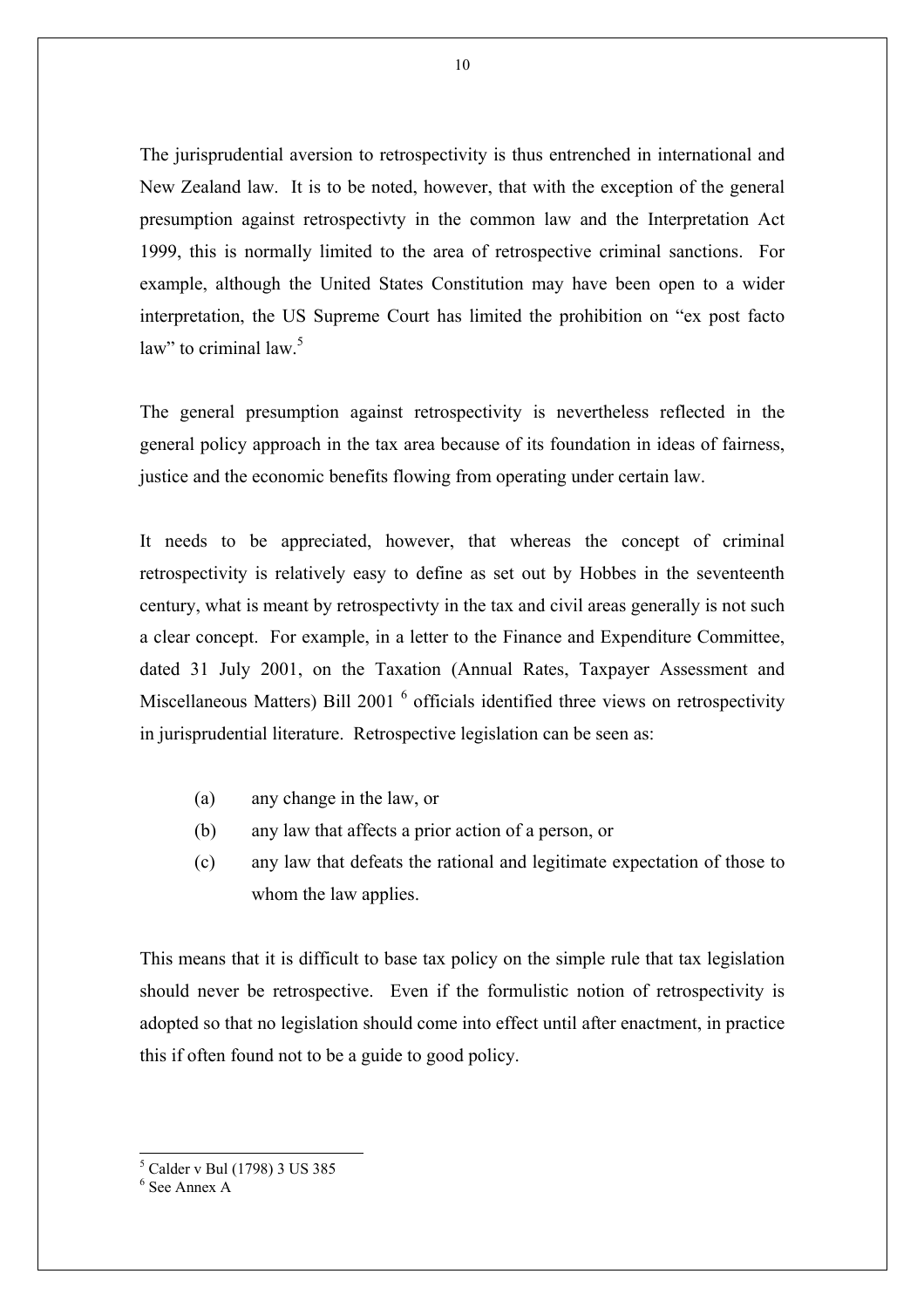The jurisprudential aversion to retrospectivity is thus entrenched in international and New Zealand law. It is to be noted, however, that with the exception of the general presumption against retrospectivty in the common law and the Interpretation Act 1999, this is normally limited to the area of retrospective criminal sanctions. For example, although the United States Constitution may have been open to a wider interpretation, the US Supreme Court has limited the prohibition on "ex post facto law" to criminal law.[5]

The general presumption against retrospectivity is nevertheless reflected in the general policy approach in the tax area because of its foundation in ideas of fairness, justice and the economic benefits flowing from operating under certain law.

It needs to be appreciated, however, that whereas the concept of criminal retrospectivity is relatively easy to define as set out by Hobbes in the seventeenth century, what is meant by retrospectivty in the tax and civil areas generally is not such a clear concept. For example, in a letter to the Finance and Expenditure Committee, dated 31 July 2001, on the Taxation (Annual Rates, Taxpayer Assessment and Miscellaneous Matters) Bill 2001 [6] officials identified three views on retrospectivity in jurisprudential literature. Retrospective legislation can be seen as:

(a) any change in the law, or

(b) any law that affects a prior action of a person, or

(c) any law that defeats the rational and legitimate expectation of those to whom the law applies.

This means that it is difficult to base tax policy on the simple rule that tax legislation should never be retrospective. Even if the formulistic notion of retrospectivity is adopted so that no legislation should come into effect until after enactment, in practice this if often found not to be a guide to good policy.

---

[5] Calder v Bul (1798) 3 US 385

[6] See Annex A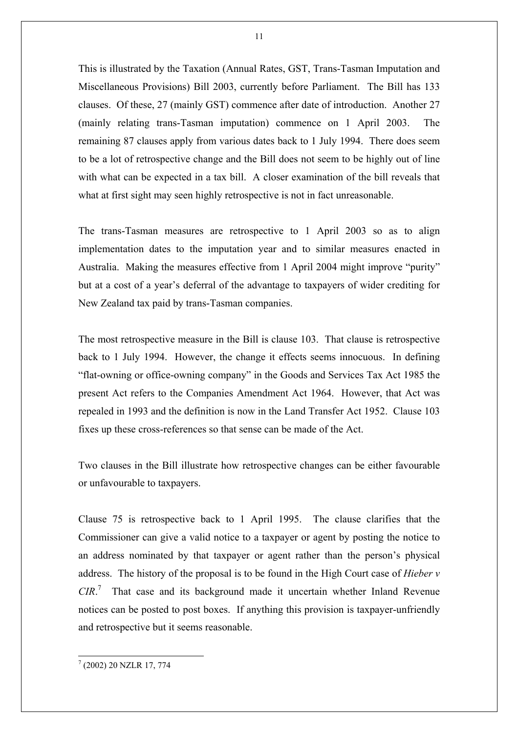This is illustrated by the Taxation (Annual Rates, GST, Trans-Tasman Imputation and Miscellaneous Provisions) Bill 2003, currently before Parliament. The Bill has 133 clauses. Of these, 27 (mainly GST) commence after date of introduction. Another 27 (mainly relating trans-Tasman imputation) commence on 1 April 2003. The remaining 87 clauses apply from various dates back to 1 July 1994. There does seem to be a lot of retrospective change and the Bill does not seem to be highly out of line with what can be expected in a tax bill. A closer examination of the bill reveals that what at first sight may seen highly retrospective is not in fact unreasonable.

The trans-Tasman measures are retrospective to 1 April 2003 so as to align implementation dates to the imputation year and to similar measures enacted in Australia. Making the measures effective from 1 April 2004 might improve "purity" but at a cost of a year's deferral of the advantage to taxpayers of wider crediting for New Zealand tax paid by trans-Tasman companies.

The most retrospective measure in the Bill is clause 103. That clause is retrospective back to 1 July 1994. However, the change it effects seems innocuous. In defining "flat-owning or office-owning company" in the Goods and Services Tax Act 1985 the present Act refers to the Companies Amendment Act 1964. However, that Act was repealed in 1993 and the definition is now in the Land Transfer Act 1952. Clause 103 fixes up these cross-references so that sense can be made of the Act.

Two clauses in the Bill illustrate how retrospective changes can be either favourable or unfavourable to taxpayers.

Clause 75 is retrospective back to 1 April 1995. The clause clarifies that the Commissioner can give a valid notice to a taxpayer or agent by posting the notice to an address nominated by that taxpayer or agent rather than the person's physical address. The history of the proposal is to be found in the High Court case of *Hieber v CIR*.[7] That case and its background made it uncertain whether Inland Revenue notices can be posted to post boxes. If anything this provision is taxpayer-unfriendly and retrospective but it seems reasonable.

[7] (2002) 20 NZLR 17, 774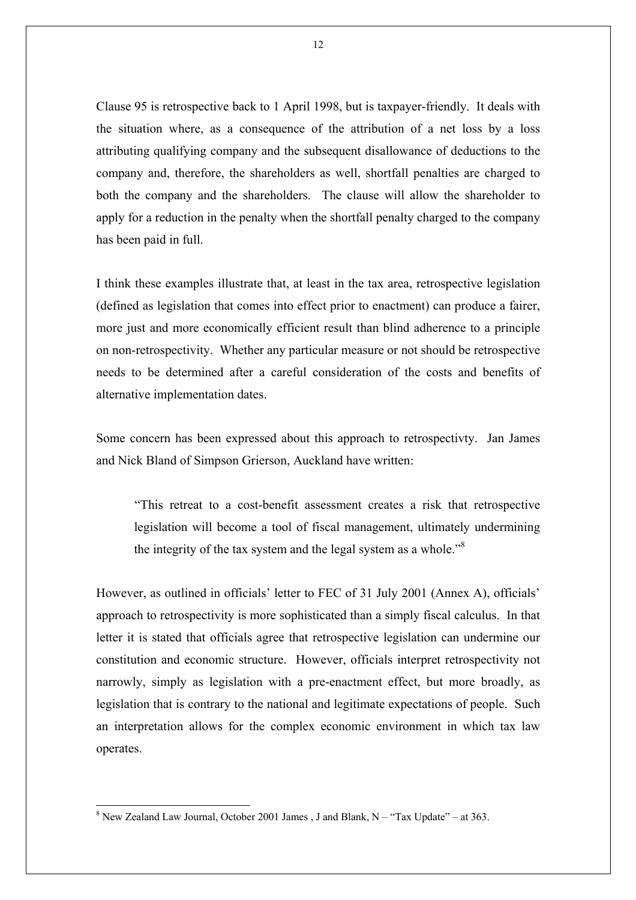Clause 95 is retrospective back to 1 April 1998, but is taxpayer-friendly. It deals with the situation where, as a consequence of the attribution of a net loss by a loss attributing qualifying company and the subsequent disallowance of deductions to the company and, therefore, the shareholders as well, shortfall penalties are charged to both the company and the shareholders. The clause will allow the shareholder to apply for a reduction in the penalty when the shortfall penalty charged to the company has been paid in full.

I think these examples illustrate that, at least in the tax area, retrospective legislation (defined as legislation that comes into effect prior to enactment) can produce a fairer, more just and more economically efficient result than blind adherence to a principle on non-retrospectivity. Whether any particular measure or not should be retrospective needs to be determined after a careful consideration of the costs and benefits of alternative implementation dates.

Some concern has been expressed about this approach to retrospectivty. Jan James and Nick Bland of Simpson Grierson, Auckland have written:

> "This retreat to a cost-benefit assessment creates a risk that retrospective legislation will become a tool of fiscal management, ultimately undermining the integrity of the tax system and the legal system as a whole."[8]

However, as outlined in officials' letter to FEC of 31 July 2001 (Annex A), officials' approach to retrospectivity is more sophisticated than a simply fiscal calculus. In that letter it is stated that officials agree that retrospective legislation can undermine our constitution and economic structure. However, officials interpret retrospectivity not narrowly, simply as legislation with a pre-enactment effect, but more broadly, as legislation that is contrary to the national and legitimate expectations of people. Such an interpretation allows for the complex economic environment in which tax law operates.

---

[8] New Zealand Law Journal, October 2001 James , J and Blank, N – "Tax Update" – at 363.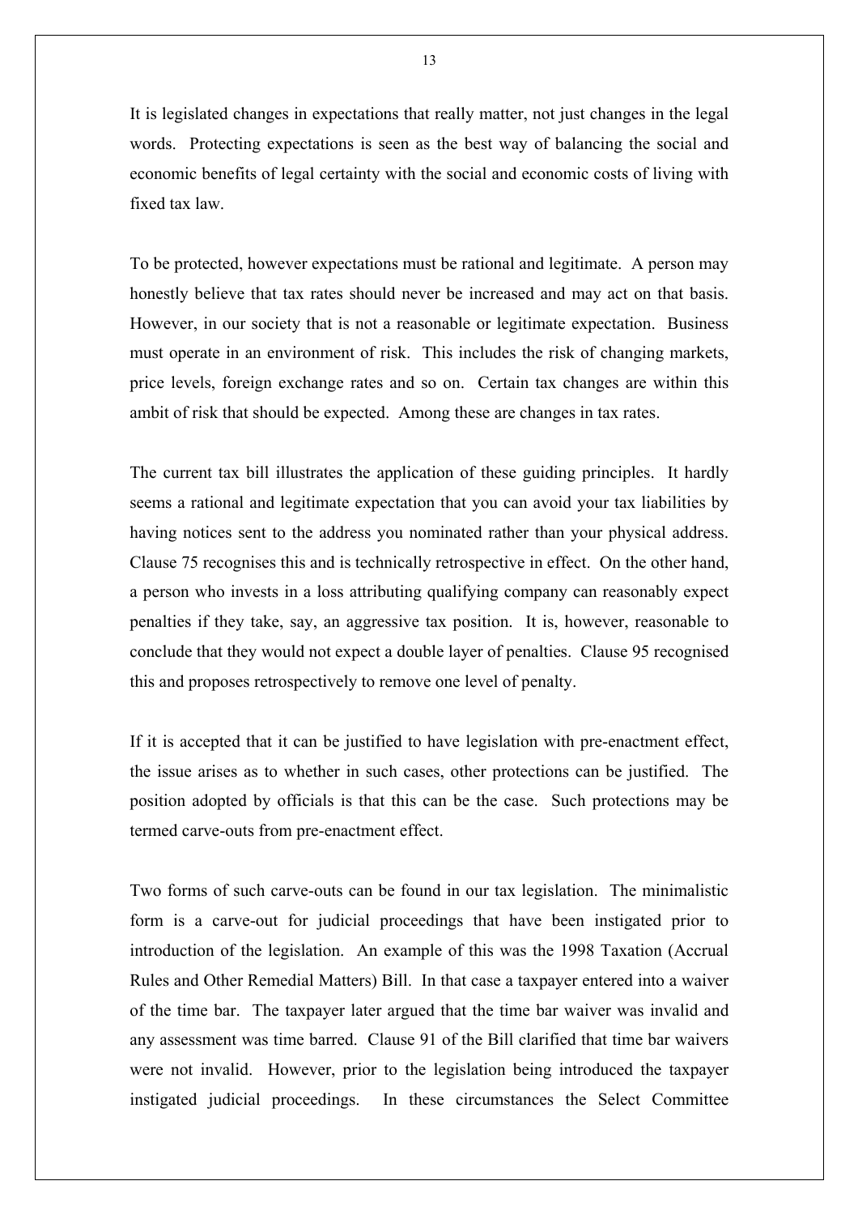It is legislated changes in expectations that really matter, not just changes in the legal words. Protecting expectations is seen as the best way of balancing the social and economic benefits of legal certainty with the social and economic costs of living with fixed tax law.

To be protected, however expectations must be rational and legitimate. A person may honestly believe that tax rates should never be increased and may act on that basis. However, in our society that is not a reasonable or legitimate expectation. Business must operate in an environment of risk. This includes the risk of changing markets, price levels, foreign exchange rates and so on. Certain tax changes are within this ambit of risk that should be expected. Among these are changes in tax rates.

The current tax bill illustrates the application of these guiding principles. It hardly seems a rational and legitimate expectation that you can avoid your tax liabilities by having notices sent to the address you nominated rather than your physical address. Clause 75 recognises this and is technically retrospective in effect. On the other hand, a person who invests in a loss attributing qualifying company can reasonably expect penalties if they take, say, an aggressive tax position. It is, however, reasonable to conclude that they would not expect a double layer of penalties. Clause 95 recognised this and proposes retrospectively to remove one level of penalty.

If it is accepted that it can be justified to have legislation with pre-enactment effect, the issue arises as to whether in such cases, other protections can be justified. The position adopted by officials is that this can be the case. Such protections may be termed carve-outs from pre-enactment effect.

Two forms of such carve-outs can be found in our tax legislation. The minimalistic form is a carve-out for judicial proceedings that have been instigated prior to introduction of the legislation. An example of this was the 1998 Taxation (Accrual Rules and Other Remedial Matters) Bill. In that case a taxpayer entered into a waiver of the time bar. The taxpayer later argued that the time bar waiver was invalid and any assessment was time barred. Clause 91 of the Bill clarified that time bar waivers were not invalid. However, prior to the legislation being introduced the taxpayer instigated judicial proceedings. In these circumstances the Select Committee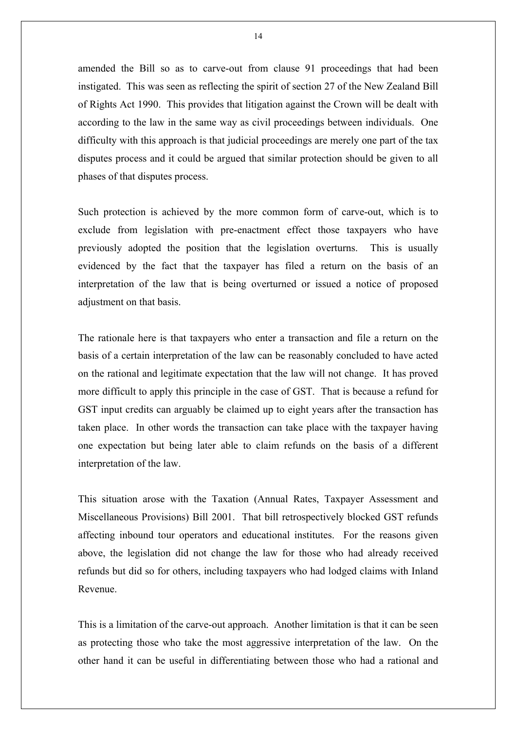amended the Bill so as to carve-out from clause 91 proceedings that had been instigated. This was seen as reflecting the spirit of section 27 of the New Zealand Bill of Rights Act 1990. This provides that litigation against the Crown will be dealt with according to the law in the same way as civil proceedings between individuals. One difficulty with this approach is that judicial proceedings are merely one part of the tax disputes process and it could be argued that similar protection should be given to all phases of that disputes process.

Such protection is achieved by the more common form of carve-out, which is to exclude from legislation with pre-enactment effect those taxpayers who have previously adopted the position that the legislation overturns. This is usually evidenced by the fact that the taxpayer has filed a return on the basis of an interpretation of the law that is being overturned or issued a notice of proposed adjustment on that basis.

The rationale here is that taxpayers who enter a transaction and file a return on the basis of a certain interpretation of the law can be reasonably concluded to have acted on the rational and legitimate expectation that the law will not change. It has proved more difficult to apply this principle in the case of GST. That is because a refund for GST input credits can arguably be claimed up to eight years after the transaction has taken place. In other words the transaction can take place with the taxpayer having one expectation but being later able to claim refunds on the basis of a different interpretation of the law.

This situation arose with the Taxation (Annual Rates, Taxpayer Assessment and Miscellaneous Provisions) Bill 2001. That bill retrospectively blocked GST refunds affecting inbound tour operators and educational institutes. For the reasons given above, the legislation did not change the law for those who had already received refunds but did so for others, including taxpayers who had lodged claims with Inland Revenue.

This is a limitation of the carve-out approach. Another limitation is that it can be seen as protecting those who take the most aggressive interpretation of the law. On the other hand it can be useful in differentiating between those who had a rational and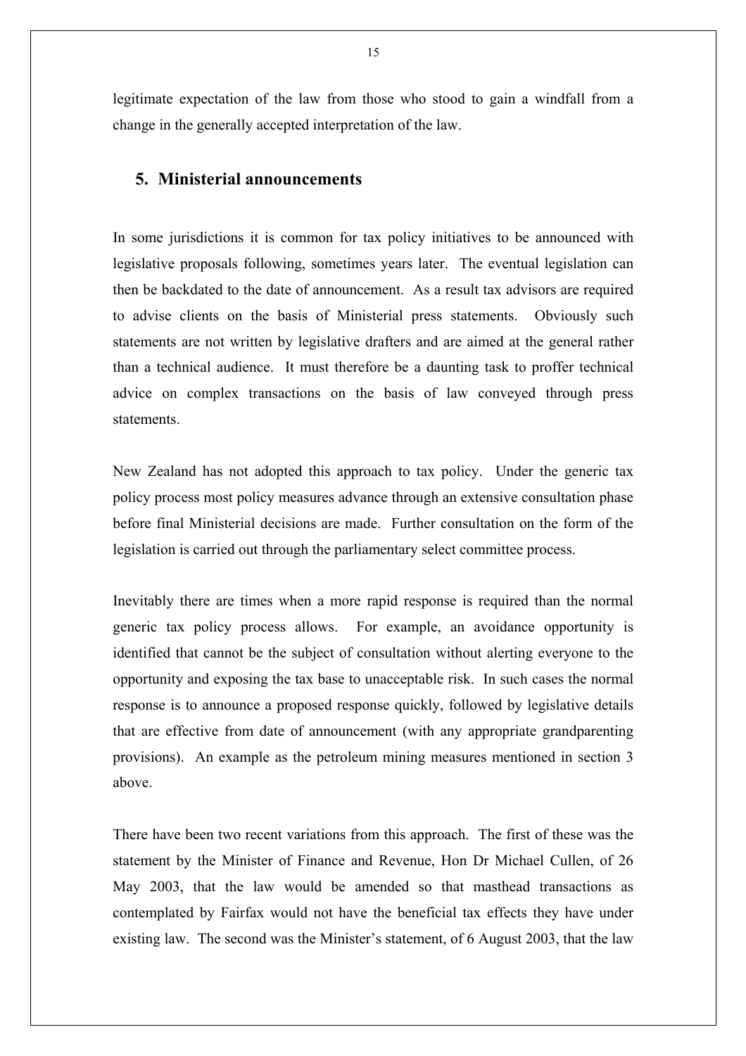legitimate expectation of the law from those who stood to gain a windfall from a change in the generally accepted interpretation of the law.

## 5. Ministerial announcements

In some jurisdictions it is common for tax policy initiatives to be announced with legislative proposals following, sometimes years later. The eventual legislation can then be backdated to the date of announcement. As a result tax advisors are required to advise clients on the basis of Ministerial press statements. Obviously such statements are not written by legislative drafters and are aimed at the general rather than a technical audience. It must therefore be a daunting task to proffer technical advice on complex transactions on the basis of law conveyed through press statements.

New Zealand has not adopted this approach to tax policy. Under the generic tax policy process most policy measures advance through an extensive consultation phase before final Ministerial decisions are made. Further consultation on the form of the legislation is carried out through the parliamentary select committee process.

Inevitably there are times when a more rapid response is required than the normal generic tax policy process allows. For example, an avoidance opportunity is identified that cannot be the subject of consultation without alerting everyone to the opportunity and exposing the tax base to unacceptable risk. In such cases the normal response is to announce a proposed response quickly, followed by legislative details that are effective from date of announcement (with any appropriate grandparenting provisions). An example as the petroleum mining measures mentioned in section 3 above.

There have been two recent variations from this approach. The first of these was the statement by the Minister of Finance and Revenue, Hon Dr Michael Cullen, of 26 May 2003, that the law would be amended so that masthead transactions as contemplated by Fairfax would not have the beneficial tax effects they have under existing law. The second was the Minister's statement, of 6 August 2003, that the law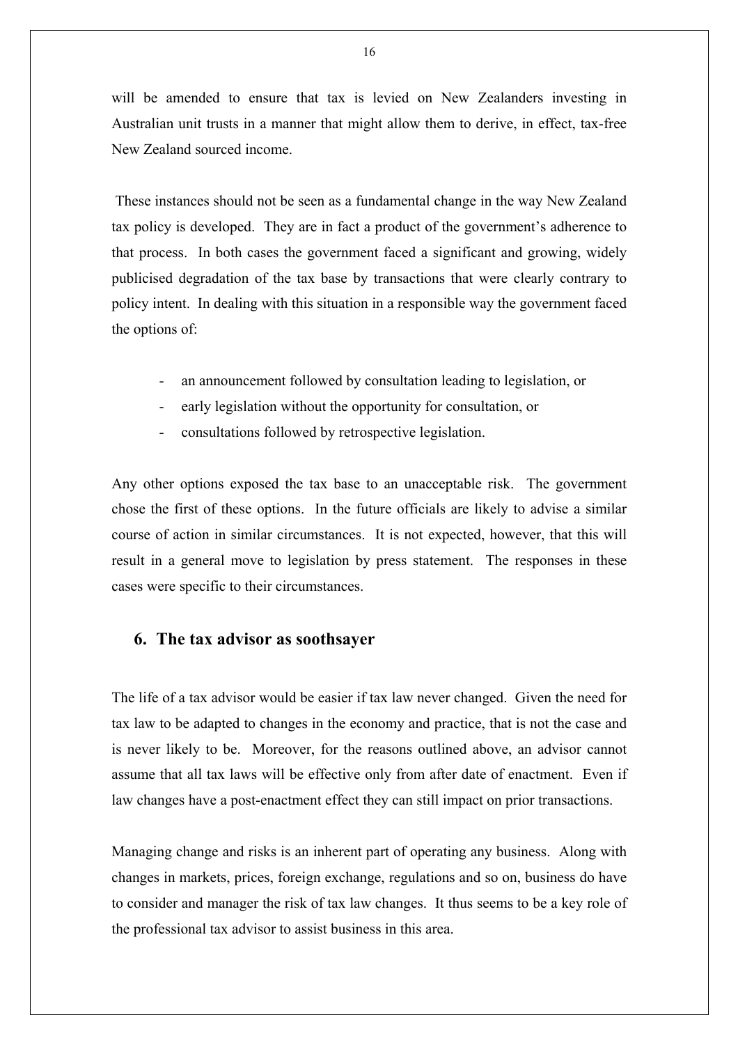will be amended to ensure that tax is levied on New Zealanders investing in Australian unit trusts in a manner that might allow them to derive, in effect, tax-free New Zealand sourced income.

These instances should not be seen as a fundamental change in the way New Zealand tax policy is developed. They are in fact a product of the government's adherence to that process. In both cases the government faced a significant and growing, widely publicised degradation of the tax base by transactions that were clearly contrary to policy intent. In dealing with this situation in a responsible way the government faced the options of:

- an announcement followed by consultation leading to legislation, or
- early legislation without the opportunity for consultation, or
- consultations followed by retrospective legislation.

Any other options exposed the tax base to an unacceptable risk. The government chose the first of these options. In the future officials are likely to advise a similar course of action in similar circumstances. It is not expected, however, that this will result in a general move to legislation by press statement. The responses in these cases were specific to their circumstances.

## 6. The tax advisor as soothsayer

The life of a tax advisor would be easier if tax law never changed. Given the need for tax law to be adapted to changes in the economy and practice, that is not the case and is never likely to be. Moreover, for the reasons outlined above, an advisor cannot assume that all tax laws will be effective only from after date of enactment. Even if law changes have a post-enactment effect they can still impact on prior transactions.

Managing change and risks is an inherent part of operating any business. Along with changes in markets, prices, foreign exchange, regulations and so on, business do have to consider and manager the risk of tax law changes. It thus seems to be a key role of the professional tax advisor to assist business in this area.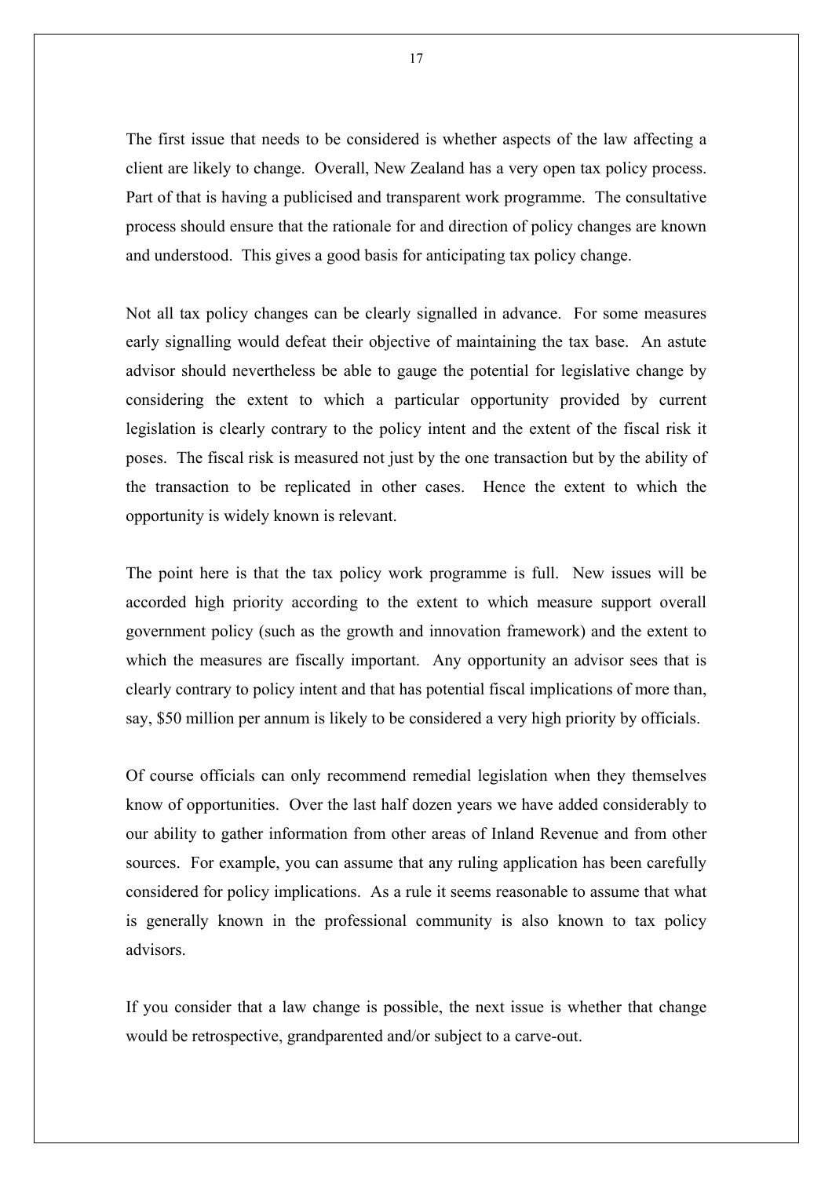The first issue that needs to be considered is whether aspects of the law affecting a client are likely to change. Overall, New Zealand has a very open tax policy process. Part of that is having a publicised and transparent work programme. The consultative process should ensure that the rationale for and direction of policy changes are known and understood. This gives a good basis for anticipating tax policy change.

Not all tax policy changes can be clearly signalled in advance. For some measures early signalling would defeat their objective of maintaining the tax base. An astute advisor should nevertheless be able to gauge the potential for legislative change by considering the extent to which a particular opportunity provided by current legislation is clearly contrary to the policy intent and the extent of the fiscal risk it poses. The fiscal risk is measured not just by the one transaction but by the ability of the transaction to be replicated in other cases. Hence the extent to which the opportunity is widely known is relevant.

The point here is that the tax policy work programme is full. New issues will be accorded high priority according to the extent to which measure support overall government policy (such as the growth and innovation framework) and the extent to which the measures are fiscally important. Any opportunity an advisor sees that is clearly contrary to policy intent and that has potential fiscal implications of more than, say, $50 million per annum is likely to be considered a very high priority by officials.

Of course officials can only recommend remedial legislation when they themselves know of opportunities. Over the last half dozen years we have added considerably to our ability to gather information from other areas of Inland Revenue and from other sources. For example, you can assume that any ruling application has been carefully considered for policy implications. As a rule it seems reasonable to assume that what is generally known in the professional community is also known to tax policy advisors.

If you consider that a law change is possible, the next issue is whether that change would be retrospective, grandparented and/or subject to a carve-out.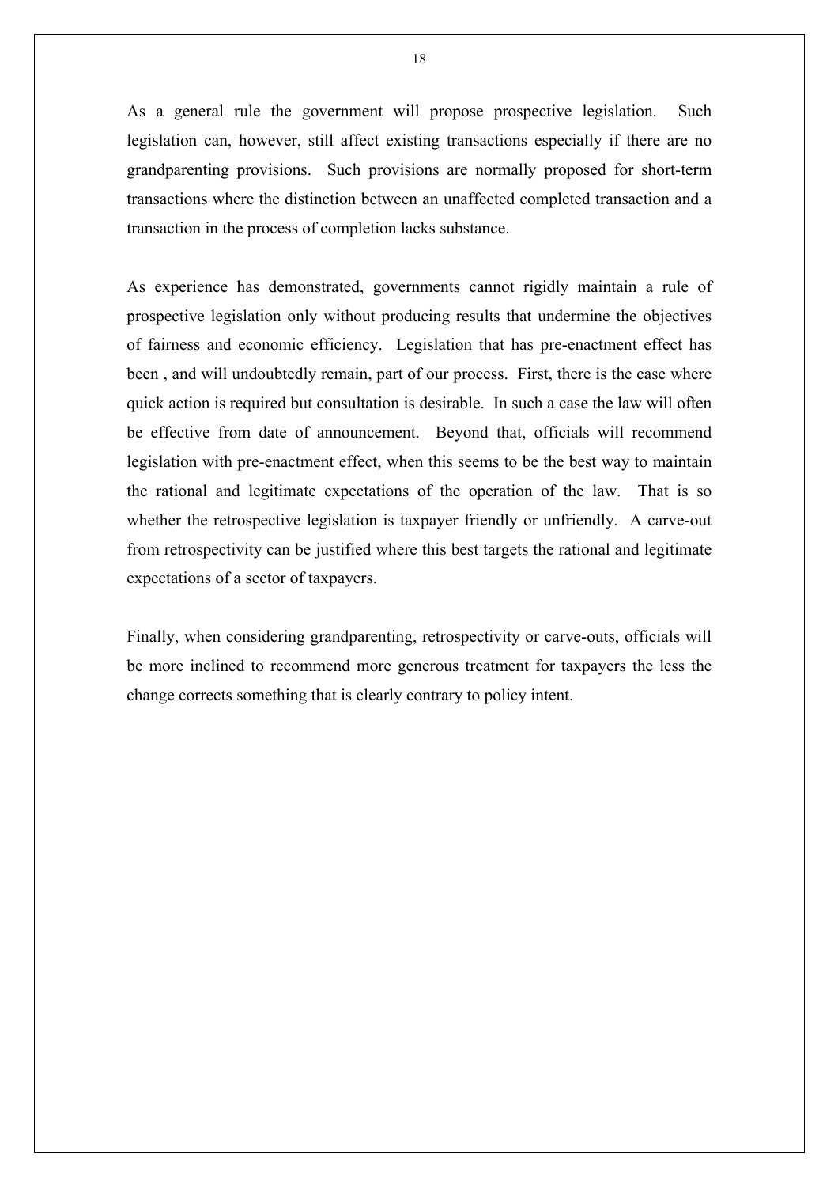As a general rule the government will propose prospective legislation. Such legislation can, however, still affect existing transactions especially if there are no grandparenting provisions. Such provisions are normally proposed for short-term transactions where the distinction between an unaffected completed transaction and a transaction in the process of completion lacks substance.

As experience has demonstrated, governments cannot rigidly maintain a rule of prospective legislation only without producing results that undermine the objectives of fairness and economic efficiency. Legislation that has pre-enactment effect has been , and will undoubtedly remain, part of our process. First, there is the case where quick action is required but consultation is desirable. In such a case the law will often be effective from date of announcement. Beyond that, officials will recommend legislation with pre-enactment effect, when this seems to be the best way to maintain the rational and legitimate expectations of the operation of the law. That is so whether the retrospective legislation is taxpayer friendly or unfriendly. A carve-out from retrospectivity can be justified where this best targets the rational and legitimate expectations of a sector of taxpayers.

Finally, when considering grandparenting, retrospectivity or carve-outs, officials will be more inclined to recommend more generous treatment for taxpayers the less the change corrects something that is clearly contrary to policy intent.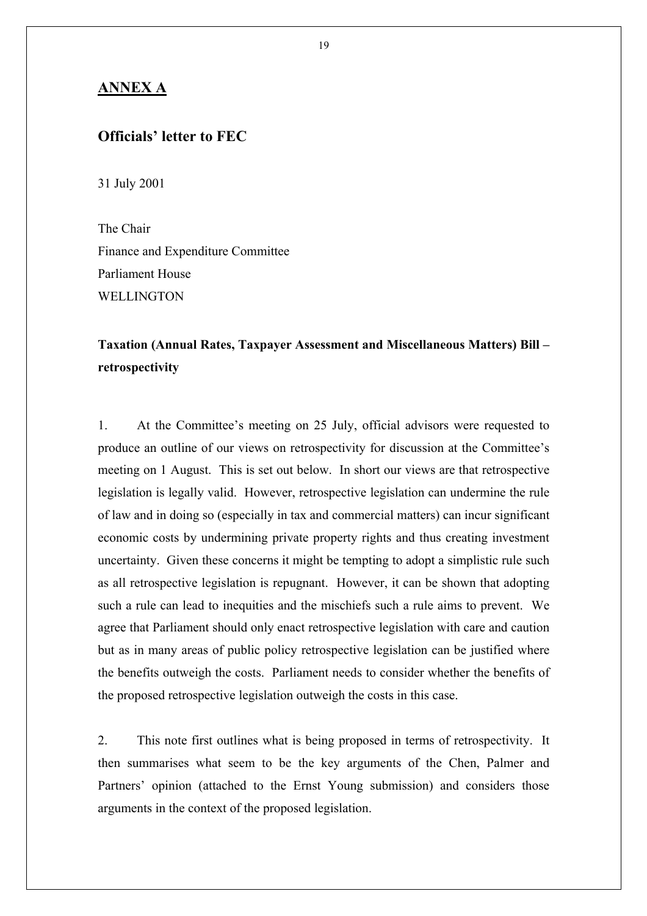## ANNEX A

### Officials' letter to FEC

31 July 2001

The Chair
Finance and Expenditure Committee
Parliament House
WELLINGTON

**Taxation (Annual Rates, Taxpayer Assessment and Miscellaneous Matters) Bill – retrospectivity**

1. At the Committee's meeting on 25 July, official advisors were requested to produce an outline of our views on retrospectivity for discussion at the Committee's meeting on 1 August. This is set out below. In short our views are that retrospective legislation is legally valid. However, retrospective legislation can undermine the rule of law and in doing so (especially in tax and commercial matters) can incur significant economic costs by undermining private property rights and thus creating investment uncertainty. Given these concerns it might be tempting to adopt a simplistic rule such as all retrospective legislation is repugnant. However, it can be shown that adopting such a rule can lead to inequities and the mischiefs such a rule aims to prevent. We agree that Parliament should only enact retrospective legislation with care and caution but as in many areas of public policy retrospective legislation can be justified where the benefits outweigh the costs. Parliament needs to consider whether the benefits of the proposed retrospective legislation outweigh the costs in this case.

2. This note first outlines what is being proposed in terms of retrospectivity. It then summarises what seem to be the key arguments of the Chen, Palmer and Partners' opinion (attached to the Ernst Young submission) and considers those arguments in the context of the proposed legislation.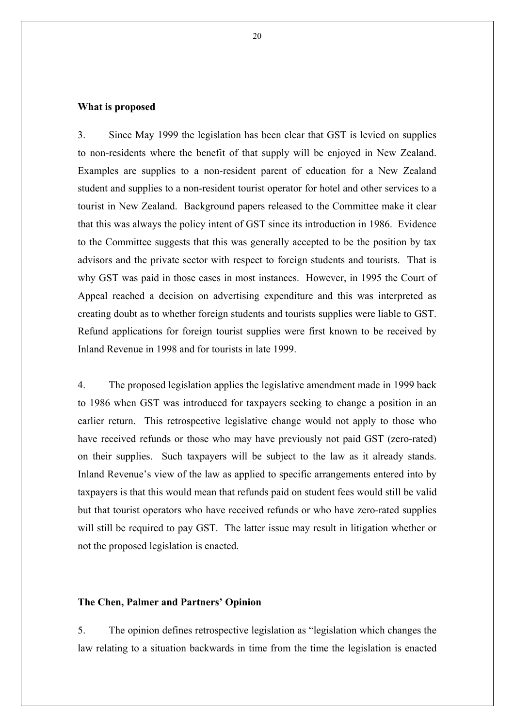**What is proposed**

3. Since May 1999 the legislation has been clear that GST is levied on supplies to non-residents where the benefit of that supply will be enjoyed in New Zealand. Examples are supplies to a non-resident parent of education for a New Zealand student and supplies to a non-resident tourist operator for hotel and other services to a tourist in New Zealand. Background papers released to the Committee make it clear that this was always the policy intent of GST since its introduction in 1986. Evidence to the Committee suggests that this was generally accepted to be the position by tax advisors and the private sector with respect to foreign students and tourists. That is why GST was paid in those cases in most instances. However, in 1995 the Court of Appeal reached a decision on advertising expenditure and this was interpreted as creating doubt as to whether foreign students and tourists supplies were liable to GST. Refund applications for foreign tourist supplies were first known to be received by Inland Revenue in 1998 and for tourists in late 1999.

4. The proposed legislation applies the legislative amendment made in 1999 back to 1986 when GST was introduced for taxpayers seeking to change a position in an earlier return. This retrospective legislative change would not apply to those who have received refunds or those who may have previously not paid GST (zero-rated) on their supplies. Such taxpayers will be subject to the law as it already stands. Inland Revenue's view of the law as applied to specific arrangements entered into by taxpayers is that this would mean that refunds paid on student fees would still be valid but that tourist operators who have received refunds or who have zero-rated supplies will still be required to pay GST. The latter issue may result in litigation whether or not the proposed legislation is enacted.

**The Chen, Palmer and Partners' Opinion**

5. The opinion defines retrospective legislation as "legislation which changes the law relating to a situation backwards in time from the time the legislation is enacted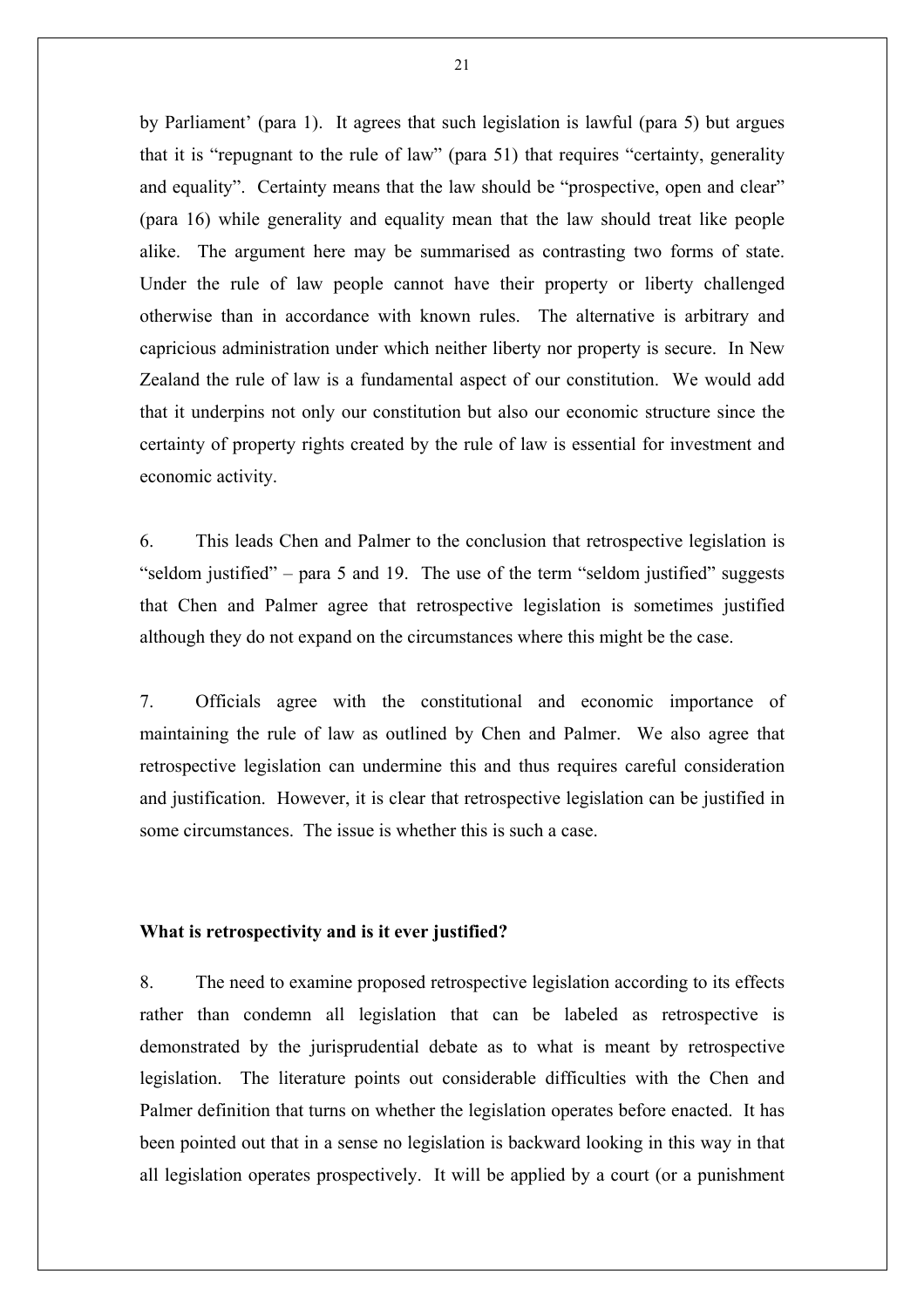by Parliament' (para 1). It agrees that such legislation is lawful (para 5) but argues that it is "repugnant to the rule of law" (para 51) that requires "certainty, generality and equality". Certainty means that the law should be "prospective, open and clear" (para 16) while generality and equality mean that the law should treat like people alike. The argument here may be summarised as contrasting two forms of state. Under the rule of law people cannot have their property or liberty challenged otherwise than in accordance with known rules. The alternative is arbitrary and capricious administration under which neither liberty nor property is secure. In New Zealand the rule of law is a fundamental aspect of our constitution. We would add that it underpins not only our constitution but also our economic structure since the certainty of property rights created by the rule of law is essential for investment and economic activity.

6. This leads Chen and Palmer to the conclusion that retrospective legislation is "seldom justified" – para 5 and 19. The use of the term "seldom justified" suggests that Chen and Palmer agree that retrospective legislation is sometimes justified although they do not expand on the circumstances where this might be the case.

7. Officials agree with the constitutional and economic importance of maintaining the rule of law as outlined by Chen and Palmer. We also agree that retrospective legislation can undermine this and thus requires careful consideration and justification. However, it is clear that retrospective legislation can be justified in some circumstances. The issue is whether this is such a case.

**What is retrospectivity and is it ever justified?**

8. The need to examine proposed retrospective legislation according to its effects rather than condemn all legislation that can be labeled as retrospective is demonstrated by the jurisprudential debate as to what is meant by retrospective legislation. The literature points out considerable difficulties with the Chen and Palmer definition that turns on whether the legislation operates before enacted. It has been pointed out that in a sense no legislation is backward looking in this way in that all legislation operates prospectively. It will be applied by a court (or a punishment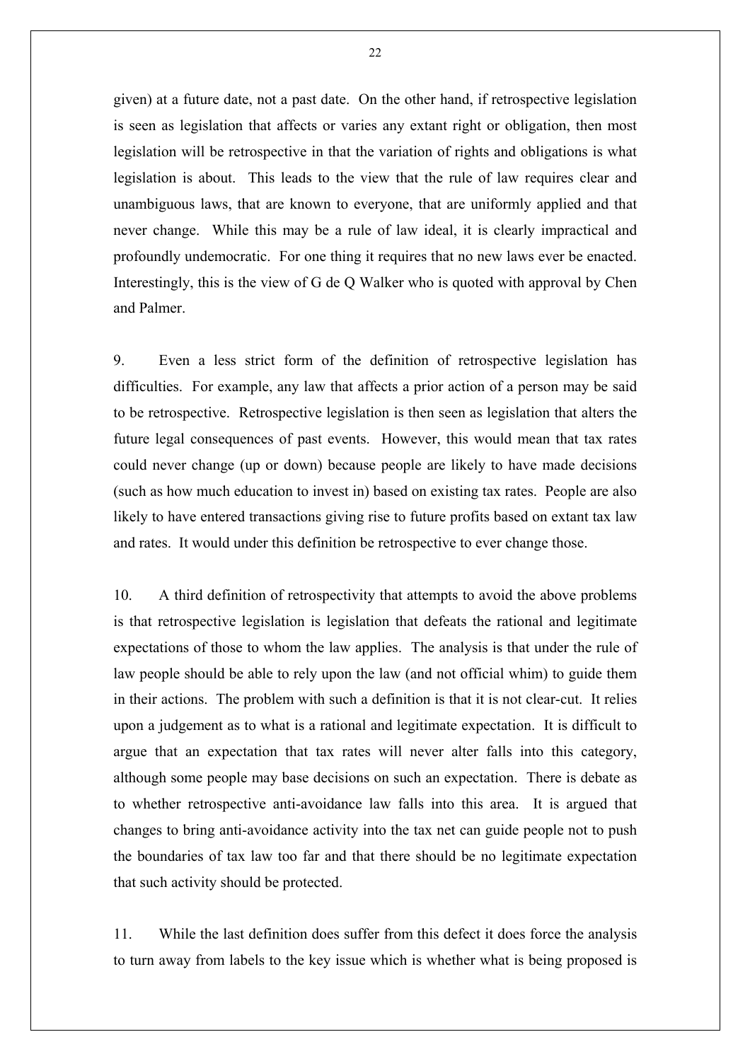given) at a future date, not a past date. On the other hand, if retrospective legislation is seen as legislation that affects or varies any extant right or obligation, then most legislation will be retrospective in that the variation of rights and obligations is what legislation is about. This leads to the view that the rule of law requires clear and unambiguous laws, that are known to everyone, that are uniformly applied and that never change. While this may be a rule of law ideal, it is clearly impractical and profoundly undemocratic. For one thing it requires that no new laws ever be enacted. Interestingly, this is the view of G de Q Walker who is quoted with approval by Chen and Palmer.

9. Even a less strict form of the definition of retrospective legislation has difficulties. For example, any law that affects a prior action of a person may be said to be retrospective. Retrospective legislation is then seen as legislation that alters the future legal consequences of past events. However, this would mean that tax rates could never change (up or down) because people are likely to have made decisions (such as how much education to invest in) based on existing tax rates. People are also likely to have entered transactions giving rise to future profits based on extant tax law and rates. It would under this definition be retrospective to ever change those.

10. A third definition of retrospectivity that attempts to avoid the above problems is that retrospective legislation is legislation that defeats the rational and legitimate expectations of those to whom the law applies. The analysis is that under the rule of law people should be able to rely upon the law (and not official whim) to guide them in their actions. The problem with such a definition is that it is not clear-cut. It relies upon a judgement as to what is a rational and legitimate expectation. It is difficult to argue that an expectation that tax rates will never alter falls into this category, although some people may base decisions on such an expectation. There is debate as to whether retrospective anti-avoidance law falls into this area. It is argued that changes to bring anti-avoidance activity into the tax net can guide people not to push the boundaries of tax law too far and that there should be no legitimate expectation that such activity should be protected.

11. While the last definition does suffer from this defect it does force the analysis to turn away from labels to the key issue which is whether what is being proposed is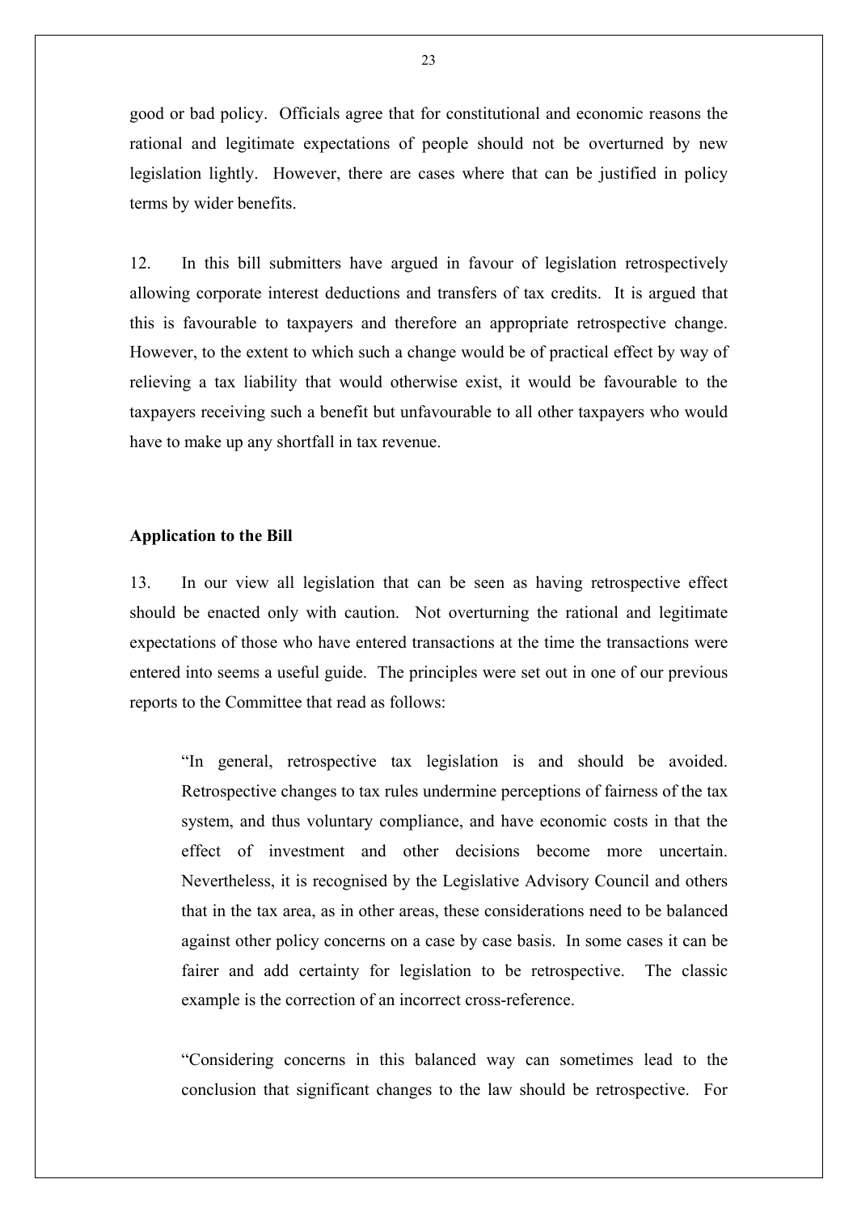good or bad policy. Officials agree that for constitutional and economic reasons the rational and legitimate expectations of people should not be overturned by new legislation lightly. However, there are cases where that can be justified in policy terms by wider benefits.

12. In this bill submitters have argued in favour of legislation retrospectively allowing corporate interest deductions and transfers of tax credits. It is argued that this is favourable to taxpayers and therefore an appropriate retrospective change. However, to the extent to which such a change would be of practical effect by way of relieving a tax liability that would otherwise exist, it would be favourable to the taxpayers receiving such a benefit but unfavourable to all other taxpayers who would have to make up any shortfall in tax revenue.

**Application to the Bill**

13. In our view all legislation that can be seen as having retrospective effect should be enacted only with caution. Not overturning the rational and legitimate expectations of those who have entered transactions at the time the transactions were entered into seems a useful guide. The principles were set out in one of our previous reports to the Committee that read as follows:

> "In general, retrospective tax legislation is and should be avoided. Retrospective changes to tax rules undermine perceptions of fairness of the tax system, and thus voluntary compliance, and have economic costs in that the effect of investment and other decisions become more uncertain. Nevertheless, it is recognised by the Legislative Advisory Council and others that in the tax area, as in other areas, these considerations need to be balanced against other policy concerns on a case by case basis. In some cases it can be fairer and add certainty for legislation to be retrospective. The classic example is the correction of an incorrect cross-reference.
>
> "Considering concerns in this balanced way can sometimes lead to the conclusion that significant changes to the law should be retrospective. For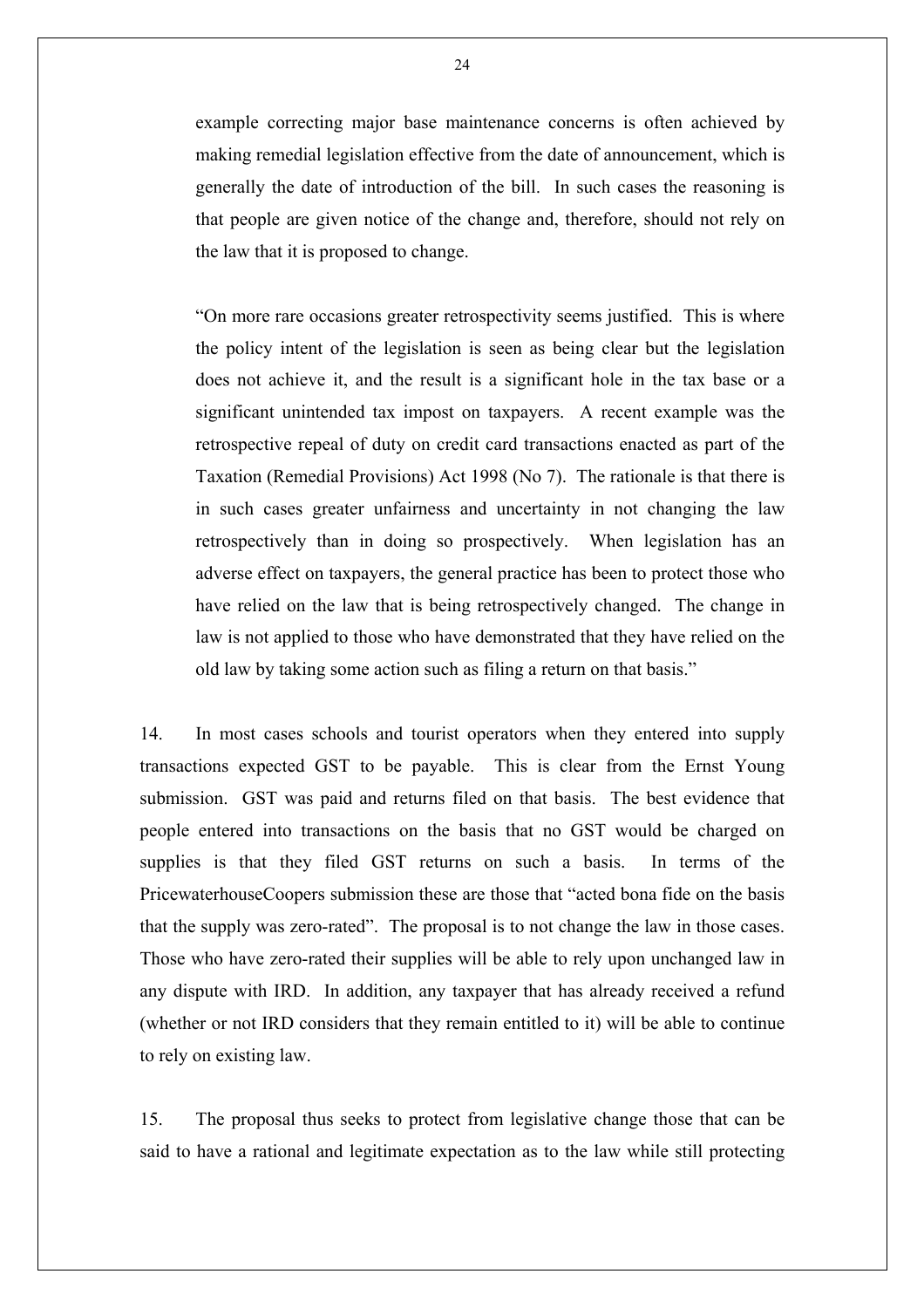example correcting major base maintenance concerns is often achieved by making remedial legislation effective from the date of announcement, which is generally the date of introduction of the bill. In such cases the reasoning is that people are given notice of the change and, therefore, should not rely on the law that it is proposed to change.

"On more rare occasions greater retrospectivity seems justified. This is where the policy intent of the legislation is seen as being clear but the legislation does not achieve it, and the result is a significant hole in the tax base or a significant unintended tax impost on taxpayers. A recent example was the retrospective repeal of duty on credit card transactions enacted as part of the Taxation (Remedial Provisions) Act 1998 (No 7). The rationale is that there is in such cases greater unfairness and uncertainty in not changing the law retrospectively than in doing so prospectively. When legislation has an adverse effect on taxpayers, the general practice has been to protect those who have relied on the law that is being retrospectively changed. The change in law is not applied to those who have demonstrated that they have relied on the old law by taking some action such as filing a return on that basis."

14. In most cases schools and tourist operators when they entered into supply transactions expected GST to be payable. This is clear from the Ernst Young submission. GST was paid and returns filed on that basis. The best evidence that people entered into transactions on the basis that no GST would be charged on supplies is that they filed GST returns on such a basis. In terms of the PricewaterhouseCoopers submission these are those that "acted bona fide on the basis that the supply was zero-rated". The proposal is to not change the law in those cases. Those who have zero-rated their supplies will be able to rely upon unchanged law in any dispute with IRD. In addition, any taxpayer that has already received a refund (whether or not IRD considers that they remain entitled to it) will be able to continue to rely on existing law.

15. The proposal thus seeks to protect from legislative change those that can be said to have a rational and legitimate expectation as to the law while still protecting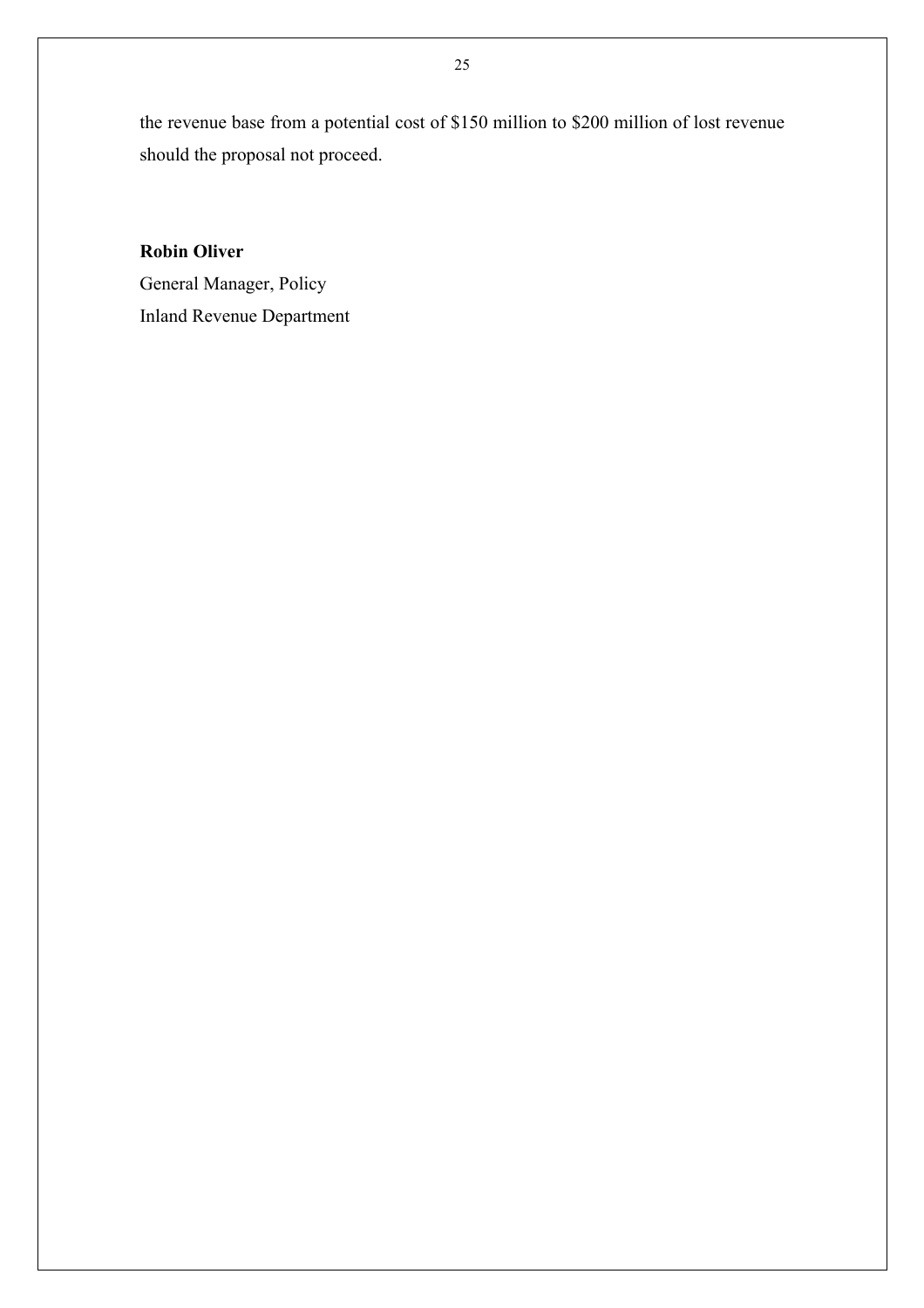the revenue base from a potential cost of $150 million to $200 million of lost revenue should the proposal not proceed.

**Robin Oliver**
General Manager, Policy
Inland Revenue Department